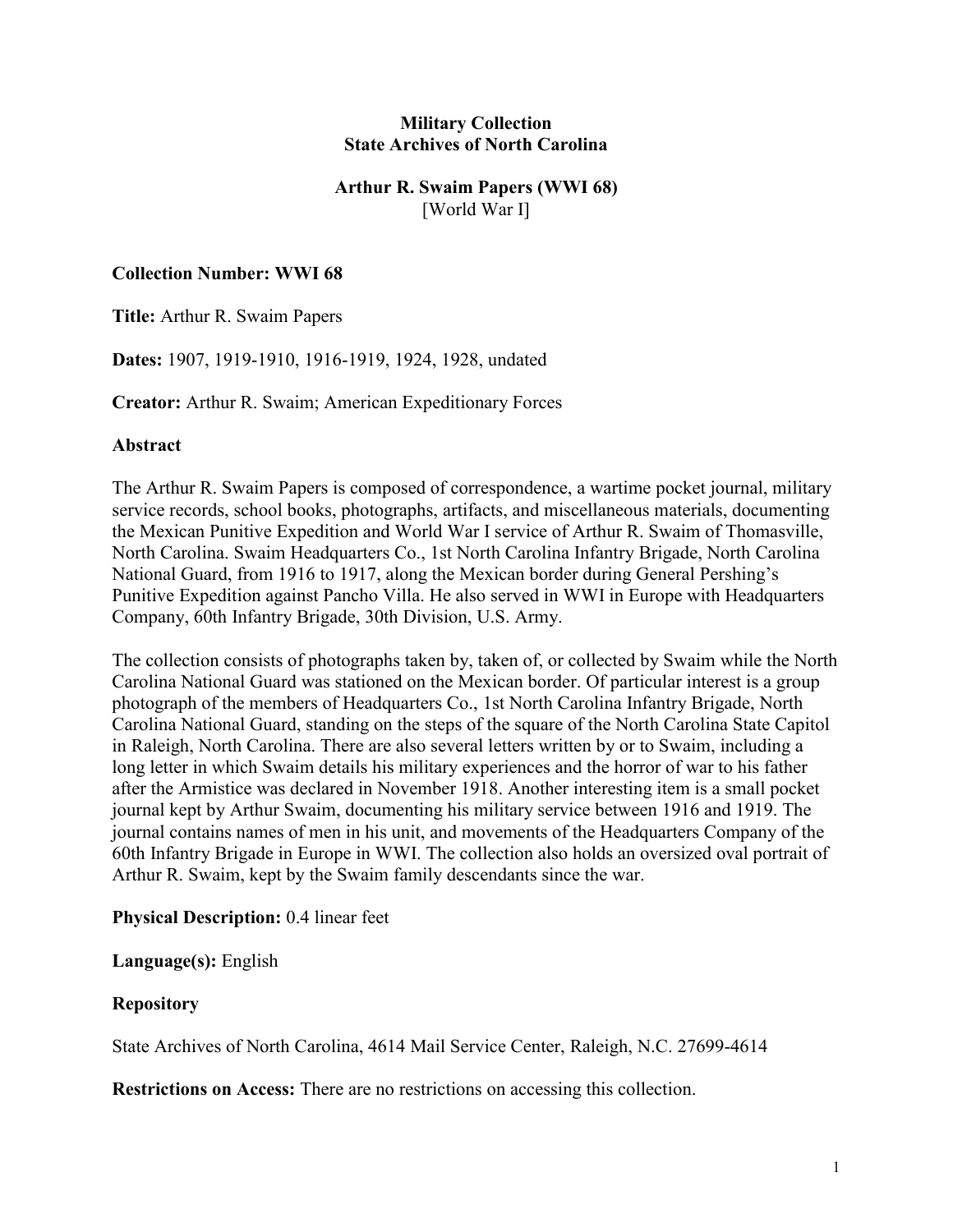**Military Collection**
**State Archives of North Carolina**

**Arthur R. Swaim Papers (WWI 68)**
[World War I]

**Collection Number: WWI 68**

**Title:** Arthur R. Swaim Papers

**Dates:** 1907, 1919-1910, 1916-1919, 1924, 1928, undated

**Creator:** Arthur R. Swaim; American Expeditionary Forces

**Abstract**

The Arthur R. Swaim Papers is composed of correspondence, a wartime pocket journal, military service records, school books, photographs, artifacts, and miscellaneous materials, documenting the Mexican Punitive Expedition and World War I service of Arthur R. Swaim of Thomasville, North Carolina. Swaim Headquarters Co., 1st North Carolina Infantry Brigade, North Carolina National Guard, from 1916 to 1917, along the Mexican border during General Pershing's Punitive Expedition against Pancho Villa. He also served in WWI in Europe with Headquarters Company, 60th Infantry Brigade, 30th Division, U.S. Army.

The collection consists of photographs taken by, taken of, or collected by Swaim while the North Carolina National Guard was stationed on the Mexican border. Of particular interest is a group photograph of the members of Headquarters Co., 1st North Carolina Infantry Brigade, North Carolina National Guard, standing on the steps of the square of the North Carolina State Capitol in Raleigh, North Carolina. There are also several letters written by or to Swaim, including a long letter in which Swaim details his military experiences and the horror of war to his father after the Armistice was declared in November 1918. Another interesting item is a small pocket journal kept by Arthur Swaim, documenting his military service between 1916 and 1919. The journal contains names of men in his unit, and movements of the Headquarters Company of the 60th Infantry Brigade in Europe in WWI. The collection also holds an oversized oval portrait of Arthur R. Swaim, kept by the Swaim family descendants since the war.

**Physical Description:** 0.4 linear feet

**Language(s):** English

**Repository**

State Archives of North Carolina, 4614 Mail Service Center, Raleigh, N.C. 27699-4614

**Restrictions on Access:** There are no restrictions on accessing this collection.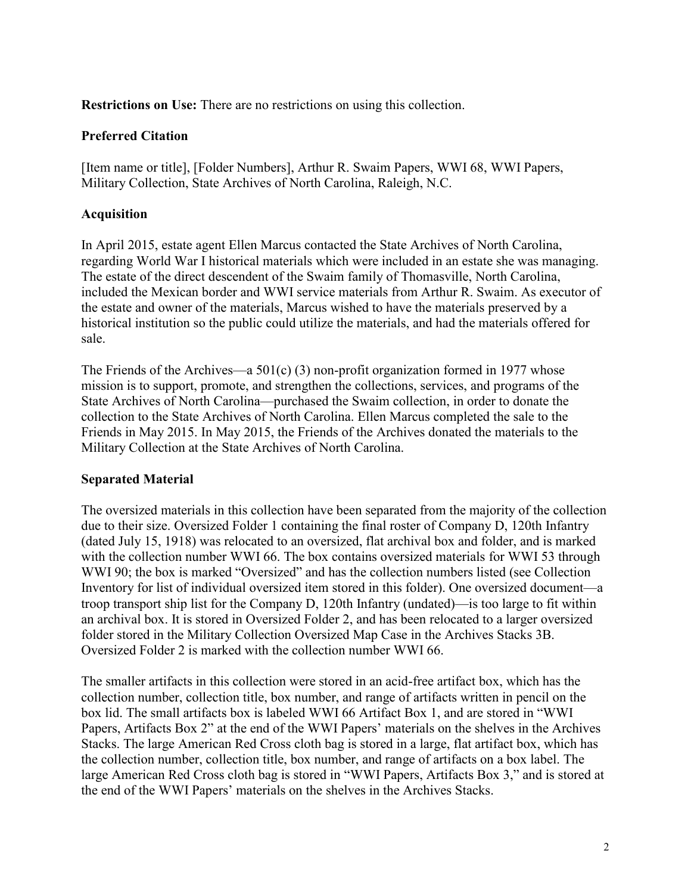**Restrictions on Use:** There are no restrictions on using this collection.

### Preferred Citation

[Item name or title], [Folder Numbers], Arthur R. Swaim Papers, WWI 68, WWI Papers, Military Collection, State Archives of North Carolina, Raleigh, N.C.

### Acquisition

In April 2015, estate agent Ellen Marcus contacted the State Archives of North Carolina, regarding World War I historical materials which were included in an estate she was managing. The estate of the direct descendent of the Swaim family of Thomasville, North Carolina, included the Mexican border and WWI service materials from Arthur R. Swaim. As executor of the estate and owner of the materials, Marcus wished to have the materials preserved by a historical institution so the public could utilize the materials, and had the materials offered for sale.

The Friends of the Archives—a 501(c) (3) non-profit organization formed in 1977 whose mission is to support, promote, and strengthen the collections, services, and programs of the State Archives of North Carolina—purchased the Swaim collection, in order to donate the collection to the State Archives of North Carolina. Ellen Marcus completed the sale to the Friends in May 2015. In May 2015, the Friends of the Archives donated the materials to the Military Collection at the State Archives of North Carolina.

### Separated Material

The oversized materials in this collection have been separated from the majority of the collection due to their size. Oversized Folder 1 containing the final roster of Company D, 120th Infantry (dated July 15, 1918) was relocated to an oversized, flat archival box and folder, and is marked with the collection number WWI 66. The box contains oversized materials for WWI 53 through WWI 90; the box is marked "Oversized" and has the collection numbers listed (see Collection Inventory for list of individual oversized item stored in this folder). One oversized document—a troop transport ship list for the Company D, 120th Infantry (undated)—is too large to fit within an archival box. It is stored in Oversized Folder 2, and has been relocated to a larger oversized folder stored in the Military Collection Oversized Map Case in the Archives Stacks 3B. Oversized Folder 2 is marked with the collection number WWI 66.

The smaller artifacts in this collection were stored in an acid-free artifact box, which has the collection number, collection title, box number, and range of artifacts written in pencil on the box lid. The small artifacts box is labeled WWI 66 Artifact Box 1, and are stored in "WWI Papers, Artifacts Box 2" at the end of the WWI Papers' materials on the shelves in the Archives Stacks. The large American Red Cross cloth bag is stored in a large, flat artifact box, which has the collection number, collection title, box number, and range of artifacts on a box label. The large American Red Cross cloth bag is stored in "WWI Papers, Artifacts Box 3," and is stored at the end of the WWI Papers' materials on the shelves in the Archives Stacks.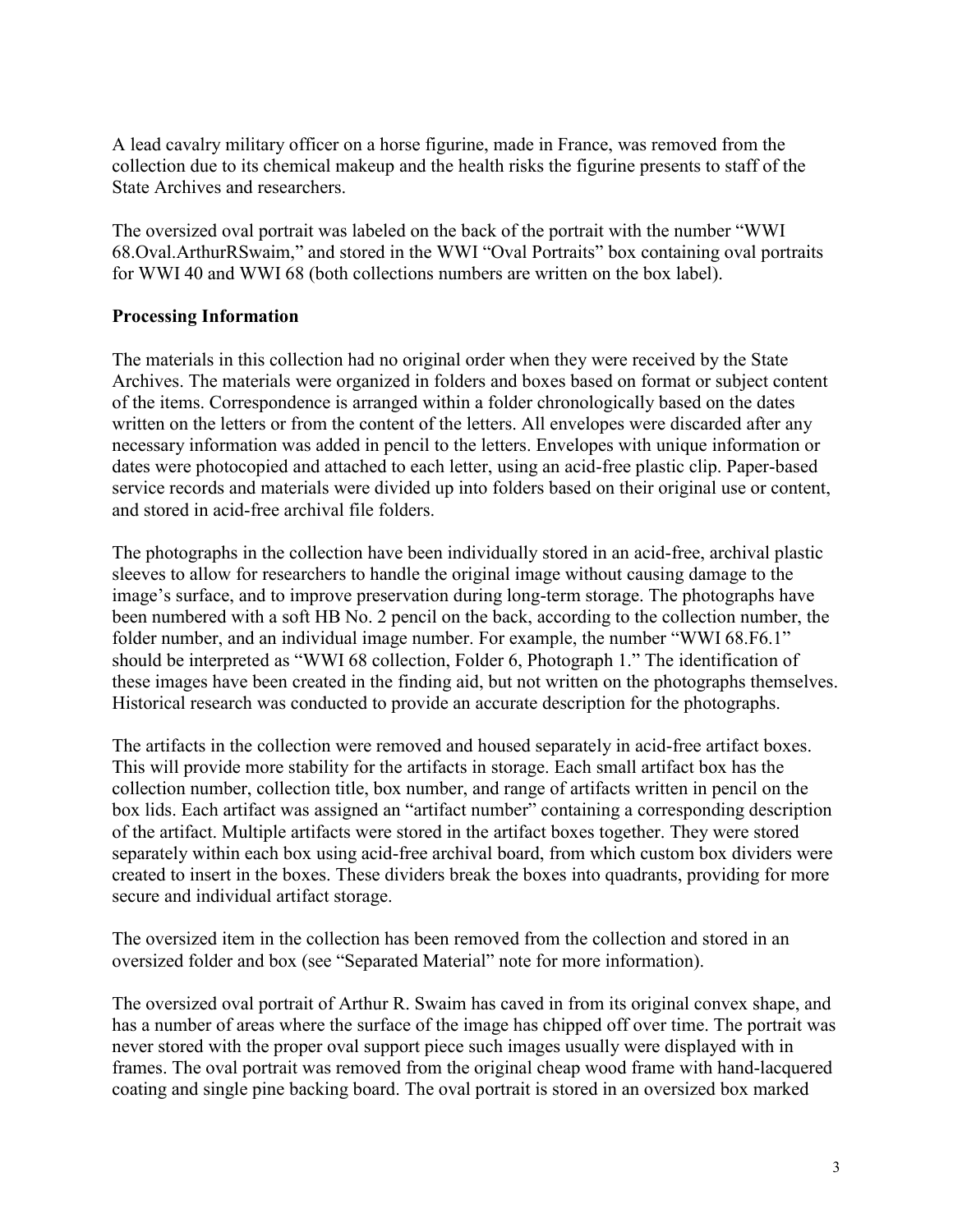A lead cavalry military officer on a horse figurine, made in France, was removed from the collection due to its chemical makeup and the health risks the figurine presents to staff of the State Archives and researchers.

The oversized oval portrait was labeled on the back of the portrait with the number "WWI 68.Oval.ArthurRSwaim," and stored in the WWI "Oval Portraits" box containing oval portraits for WWI 40 and WWI 68 (both collections numbers are written on the box label).

### Processing Information

The materials in this collection had no original order when they were received by the State Archives. The materials were organized in folders and boxes based on format or subject content of the items. Correspondence is arranged within a folder chronologically based on the dates written on the letters or from the content of the letters. All envelopes were discarded after any necessary information was added in pencil to the letters. Envelopes with unique information or dates were photocopied and attached to each letter, using an acid-free plastic clip. Paper-based service records and materials were divided up into folders based on their original use or content, and stored in acid-free archival file folders.

The photographs in the collection have been individually stored in an acid-free, archival plastic sleeves to allow for researchers to handle the original image without causing damage to the image's surface, and to improve preservation during long-term storage. The photographs have been numbered with a soft HB No. 2 pencil on the back, according to the collection number, the folder number, and an individual image number. For example, the number "WWI 68.F6.1" should be interpreted as "WWI 68 collection, Folder 6, Photograph 1." The identification of these images have been created in the finding aid, but not written on the photographs themselves. Historical research was conducted to provide an accurate description for the photographs.

The artifacts in the collection were removed and housed separately in acid-free artifact boxes. This will provide more stability for the artifacts in storage. Each small artifact box has the collection number, collection title, box number, and range of artifacts written in pencil on the box lids. Each artifact was assigned an "artifact number" containing a corresponding description of the artifact. Multiple artifacts were stored in the artifact boxes together. They were stored separately within each box using acid-free archival board, from which custom box dividers were created to insert in the boxes. These dividers break the boxes into quadrants, providing for more secure and individual artifact storage.

The oversized item in the collection has been removed from the collection and stored in an oversized folder and box (see "Separated Material" note for more information).

The oversized oval portrait of Arthur R. Swaim has caved in from its original convex shape, and has a number of areas where the surface of the image has chipped off over time. The portrait was never stored with the proper oval support piece such images usually were displayed with in frames. The oval portrait was removed from the original cheap wood frame with hand-lacquered coating and single pine backing board. The oval portrait is stored in an oversized box marked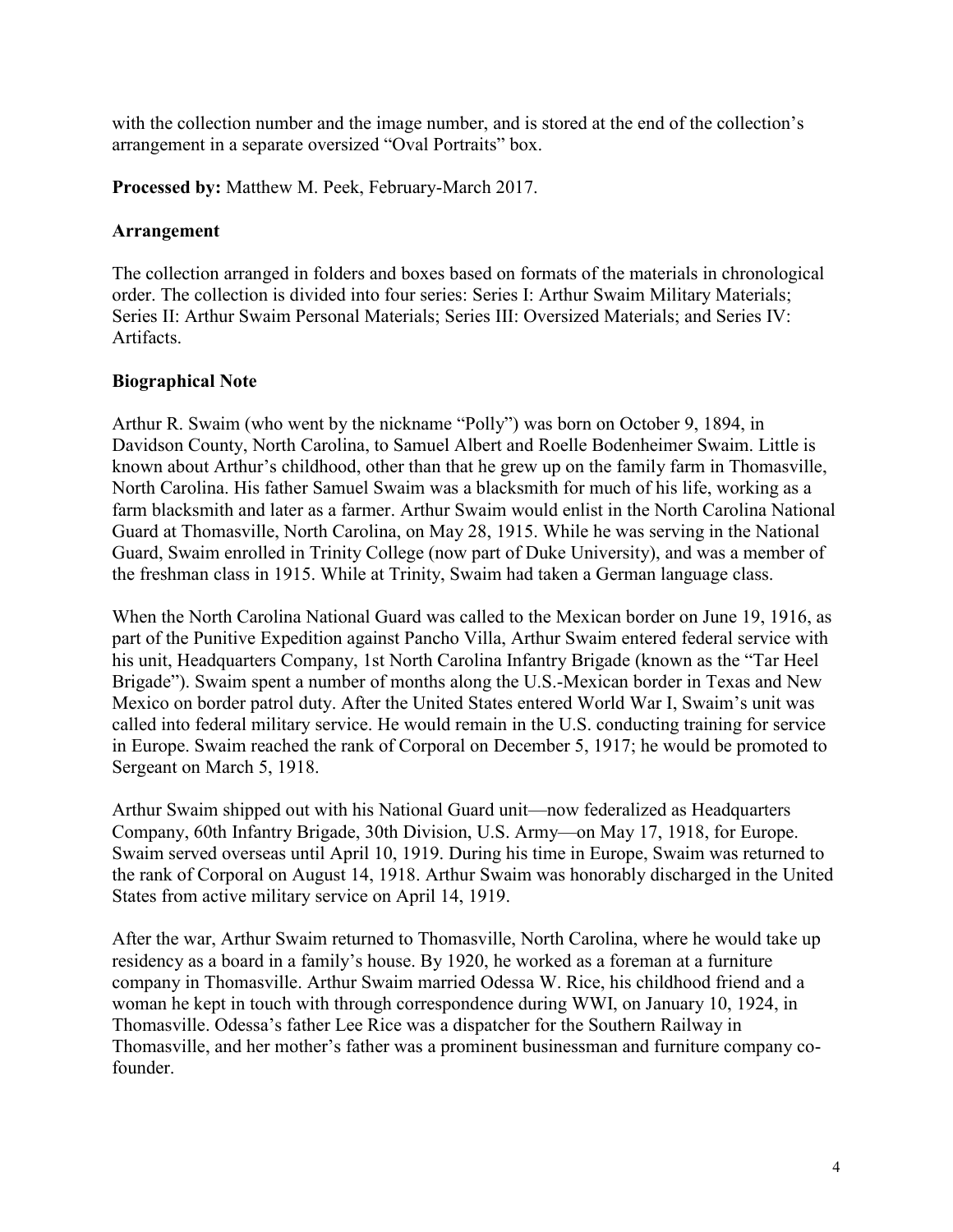with the collection number and the image number, and is stored at the end of the collection's arrangement in a separate oversized "Oval Portraits" box.

**Processed by:** Matthew M. Peek, February-March 2017.

## Arrangement

The collection arranged in folders and boxes based on formats of the materials in chronological order. The collection is divided into four series: Series I: Arthur Swaim Military Materials; Series II: Arthur Swaim Personal Materials; Series III: Oversized Materials; and Series IV: Artifacts.

## Biographical Note

Arthur R. Swaim (who went by the nickname "Polly") was born on October 9, 1894, in Davidson County, North Carolina, to Samuel Albert and Roelle Bodenheimer Swaim. Little is known about Arthur's childhood, other than that he grew up on the family farm in Thomasville, North Carolina. His father Samuel Swaim was a blacksmith for much of his life, working as a farm blacksmith and later as a farmer. Arthur Swaim would enlist in the North Carolina National Guard at Thomasville, North Carolina, on May 28, 1915. While he was serving in the National Guard, Swaim enrolled in Trinity College (now part of Duke University), and was a member of the freshman class in 1915. While at Trinity, Swaim had taken a German language class.

When the North Carolina National Guard was called to the Mexican border on June 19, 1916, as part of the Punitive Expedition against Pancho Villa, Arthur Swaim entered federal service with his unit, Headquarters Company, 1st North Carolina Infantry Brigade (known as the "Tar Heel Brigade"). Swaim spent a number of months along the U.S.-Mexican border in Texas and New Mexico on border patrol duty. After the United States entered World War I, Swaim's unit was called into federal military service. He would remain in the U.S. conducting training for service in Europe. Swaim reached the rank of Corporal on December 5, 1917; he would be promoted to Sergeant on March 5, 1918.

Arthur Swaim shipped out with his National Guard unit—now federalized as Headquarters Company, 60th Infantry Brigade, 30th Division, U.S. Army—on May 17, 1918, for Europe. Swaim served overseas until April 10, 1919. During his time in Europe, Swaim was returned to the rank of Corporal on August 14, 1918. Arthur Swaim was honorably discharged in the United States from active military service on April 14, 1919.

After the war, Arthur Swaim returned to Thomasville, North Carolina, where he would take up residency as a board in a family's house. By 1920, he worked as a foreman at a furniture company in Thomasville. Arthur Swaim married Odessa W. Rice, his childhood friend and a woman he kept in touch with through correspondence during WWI, on January 10, 1924, in Thomasville. Odessa's father Lee Rice was a dispatcher for the Southern Railway in Thomasville, and her mother's father was a prominent businessman and furniture company co-founder.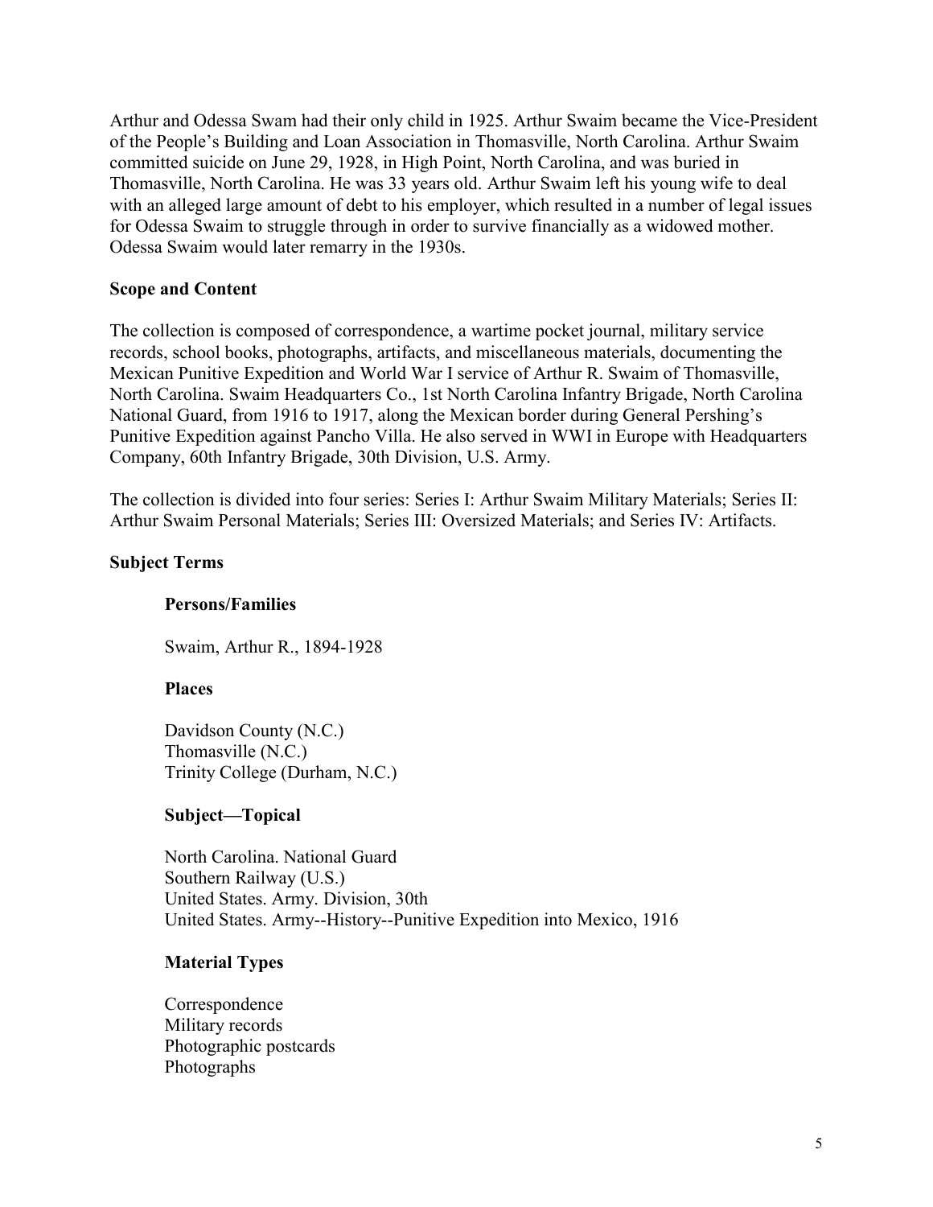Arthur and Odessa Swam had their only child in 1925. Arthur Swaim became the Vice-President of the People's Building and Loan Association in Thomasville, North Carolina. Arthur Swaim committed suicide on June 29, 1928, in High Point, North Carolina, and was buried in Thomasville, North Carolina. He was 33 years old. Arthur Swaim left his young wife to deal with an alleged large amount of debt to his employer, which resulted in a number of legal issues for Odessa Swaim to struggle through in order to survive financially as a widowed mother. Odessa Swaim would later remarry in the 1930s.

**Scope and Content**

The collection is composed of correspondence, a wartime pocket journal, military service records, school books, photographs, artifacts, and miscellaneous materials, documenting the Mexican Punitive Expedition and World War I service of Arthur R. Swaim of Thomasville, North Carolina. Swaim Headquarters Co., 1st North Carolina Infantry Brigade, North Carolina National Guard, from 1916 to 1917, along the Mexican border during General Pershing's Punitive Expedition against Pancho Villa. He also served in WWI in Europe with Headquarters Company, 60th Infantry Brigade, 30th Division, U.S. Army.

The collection is divided into four series: Series I: Arthur Swaim Military Materials; Series II: Arthur Swaim Personal Materials; Series III: Oversized Materials; and Series IV: Artifacts.

**Subject Terms**

**Persons/Families**

Swaim, Arthur R., 1894-1928

**Places**

Davidson County (N.C.)
Thomasville (N.C.)
Trinity College (Durham, N.C.)

**Subject—Topical**

North Carolina. National Guard
Southern Railway (U.S.)
United States. Army. Division, 30th
United States. Army--History--Punitive Expedition into Mexico, 1916

**Material Types**

Correspondence
Military records
Photographic postcards
Photographs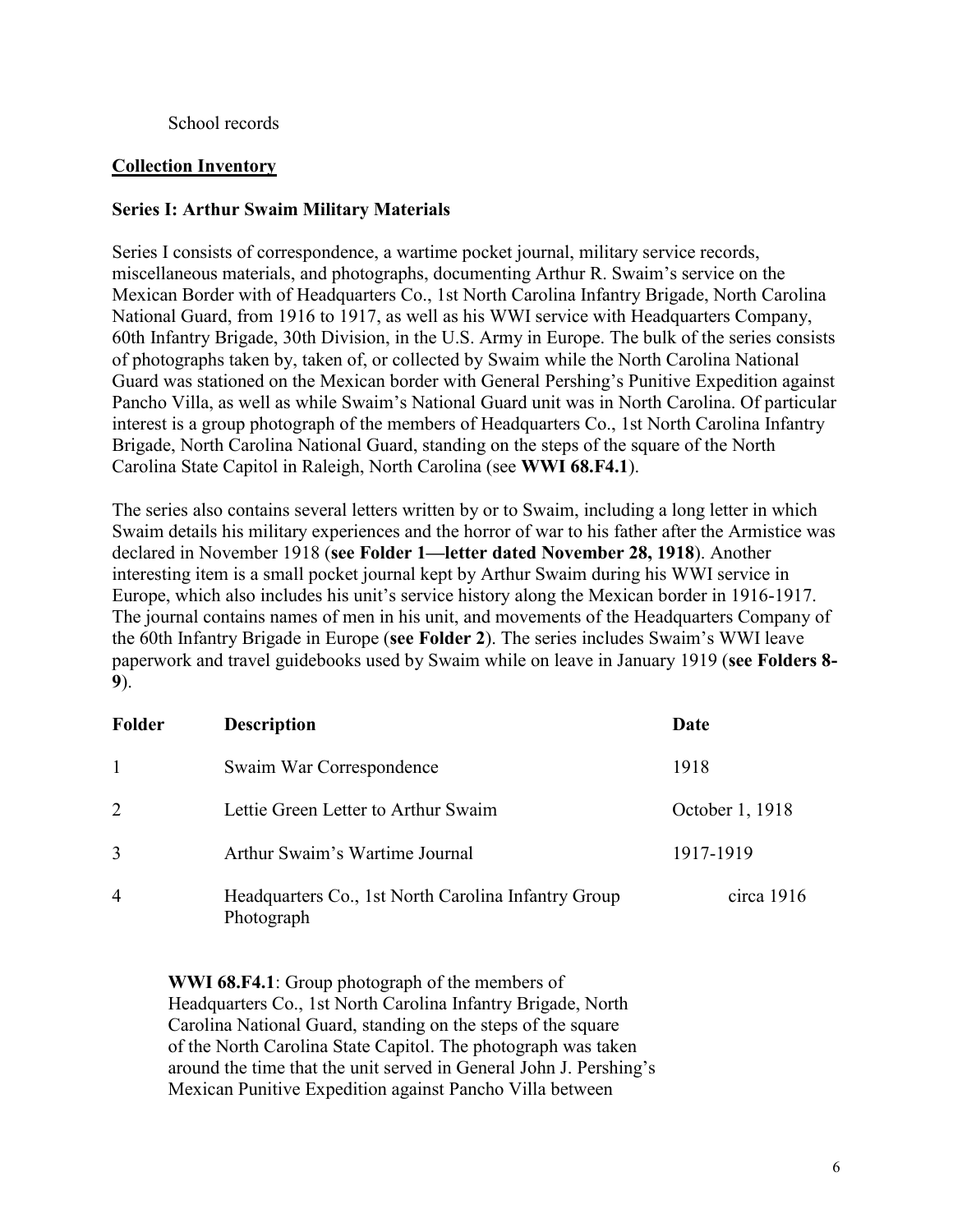School records

## Collection Inventory

### Series I: Arthur Swaim Military Materials

Series I consists of correspondence, a wartime pocket journal, military service records, miscellaneous materials, and photographs, documenting Arthur R. Swaim's service on the Mexican Border with of Headquarters Co., 1st North Carolina Infantry Brigade, North Carolina National Guard, from 1916 to 1917, as well as his WWI service with Headquarters Company, 60th Infantry Brigade, 30th Division, in the U.S. Army in Europe. The bulk of the series consists of photographs taken by, taken of, or collected by Swaim while the North Carolina National Guard was stationed on the Mexican border with General Pershing's Punitive Expedition against Pancho Villa, as well as while Swaim's National Guard unit was in North Carolina. Of particular interest is a group photograph of the members of Headquarters Co., 1st North Carolina Infantry Brigade, North Carolina National Guard, standing on the steps of the square of the North Carolina State Capitol in Raleigh, North Carolina (see **WWI 68.F4.1**).

The series also contains several letters written by or to Swaim, including a long letter in which Swaim details his military experiences and the horror of war to his father after the Armistice was declared in November 1918 (**see Folder 1—letter dated November 28, 1918**). Another interesting item is a small pocket journal kept by Arthur Swaim during his WWI service in Europe, which also includes his unit's service history along the Mexican border in 1916-1917. The journal contains names of men in his unit, and movements of the Headquarters Company of the 60th Infantry Brigade in Europe (**see Folder 2**). The series includes Swaim's WWI leave paperwork and travel guidebooks used by Swaim while on leave in January 1919 (**see Folders 8-9**).

| Folder | Description | Date |
|---|---|---|
| 1 | Swaim War Correspondence | 1918 |
| 2 | Lettie Green Letter to Arthur Swaim | October 1, 1918 |
| 3 | Arthur Swaim's Wartime Journal | 1917-1919 |
| 4 | Headquarters Co., 1st North Carolina Infantry Group Photograph | circa 1916 |

**WWI 68.F4.1**: Group photograph of the members of Headquarters Co., 1st North Carolina Infantry Brigade, North Carolina National Guard, standing on the steps of the square of the North Carolina State Capitol. The photograph was taken around the time that the unit served in General John J. Pershing's Mexican Punitive Expedition against Pancho Villa between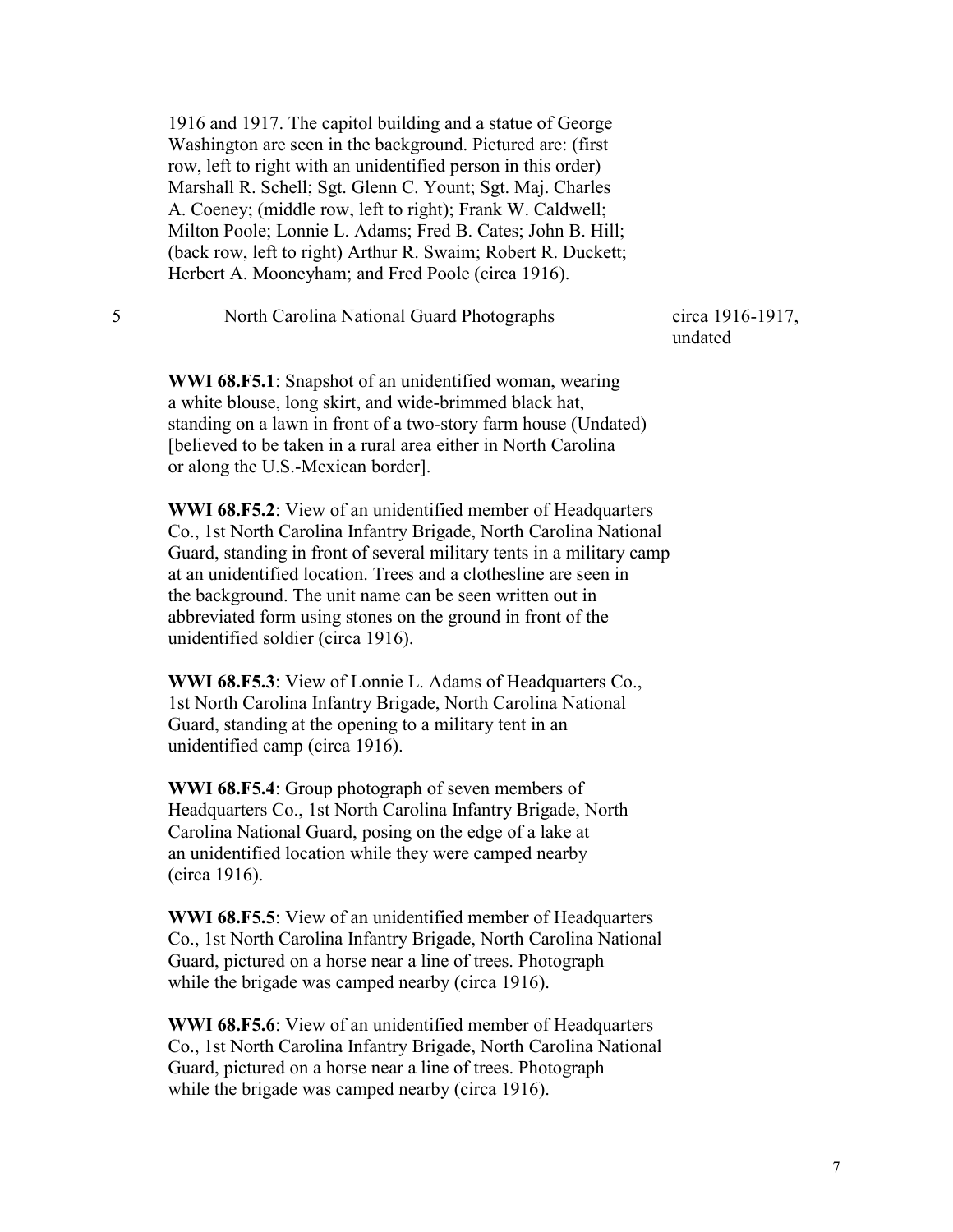1916 and 1917. The capitol building and a statue of George Washington are seen in the background. Pictured are: (first row, left to right with an unidentified person in this order) Marshall R. Schell; Sgt. Glenn C. Yount; Sgt. Maj. Charles A. Coeney; (middle row, left to right); Frank W. Caldwell; Milton Poole; Lonnie L. Adams; Fred B. Cates; John B. Hill; (back row, left to right) Arthur R. Swaim; Robert R. Duckett; Herbert A. Mooneyham; and Fred Poole (circa 1916).

| 5 | North Carolina National Guard Photographs | circa 1916-1917, undated |
|---|---|---|

**WWI 68.F5.1**: Snapshot of an unidentified woman, wearing a white blouse, long skirt, and wide-brimmed black hat, standing on a lawn in front of a two-story farm house (Undated) [believed to be taken in a rural area either in North Carolina or along the U.S.-Mexican border].

**WWI 68.F5.2**: View of an unidentified member of Headquarters Co., 1st North Carolina Infantry Brigade, North Carolina National Guard, standing in front of several military tents in a military camp at an unidentified location. Trees and a clothesline are seen in the background. The unit name can be seen written out in abbreviated form using stones on the ground in front of the unidentified soldier (circa 1916).

**WWI 68.F5.3**: View of Lonnie L. Adams of Headquarters Co., 1st North Carolina Infantry Brigade, North Carolina National Guard, standing at the opening to a military tent in an unidentified camp (circa 1916).

**WWI 68.F5.4**: Group photograph of seven members of Headquarters Co., 1st North Carolina Infantry Brigade, North Carolina National Guard, posing on the edge of a lake at an unidentified location while they were camped nearby (circa 1916).

**WWI 68.F5.5**: View of an unidentified member of Headquarters Co., 1st North Carolina Infantry Brigade, North Carolina National Guard, pictured on a horse near a line of trees. Photograph while the brigade was camped nearby (circa 1916).

**WWI 68.F5.6**: View of an unidentified member of Headquarters Co., 1st North Carolina Infantry Brigade, North Carolina National Guard, pictured on a horse near a line of trees. Photograph while the brigade was camped nearby (circa 1916).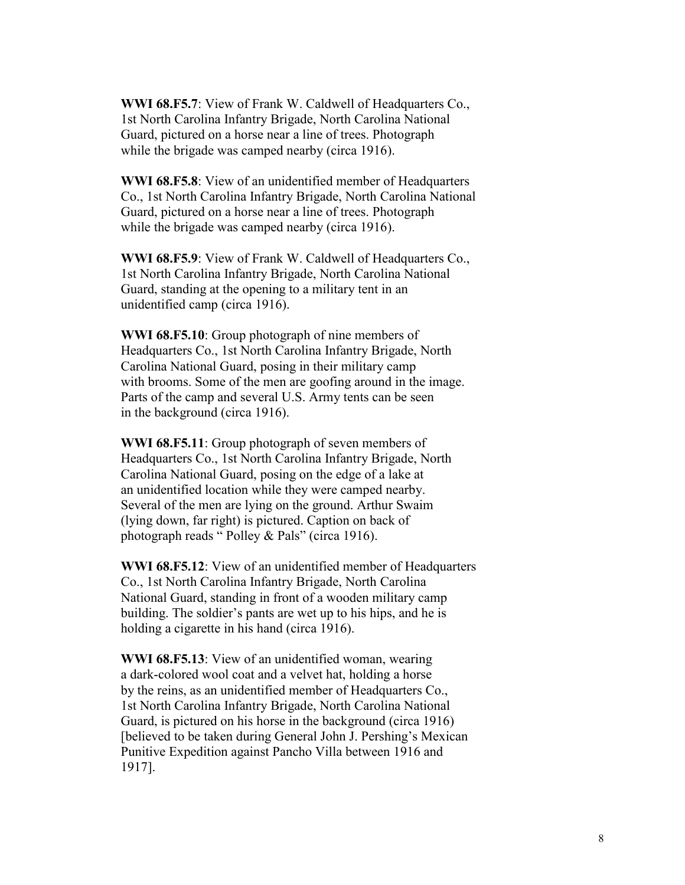**WWI 68.F5.7**: View of Frank W. Caldwell of Headquarters Co., 1st North Carolina Infantry Brigade, North Carolina National Guard, pictured on a horse near a line of trees. Photograph while the brigade was camped nearby (circa 1916).

**WWI 68.F5.8**: View of an unidentified member of Headquarters Co., 1st North Carolina Infantry Brigade, North Carolina National Guard, pictured on a horse near a line of trees. Photograph while the brigade was camped nearby (circa 1916).

**WWI 68.F5.9**: View of Frank W. Caldwell of Headquarters Co., 1st North Carolina Infantry Brigade, North Carolina National Guard, standing at the opening to a military tent in an unidentified camp (circa 1916).

**WWI 68.F5.10**: Group photograph of nine members of Headquarters Co., 1st North Carolina Infantry Brigade, North Carolina National Guard, posing in their military camp with brooms. Some of the men are goofing around in the image. Parts of the camp and several U.S. Army tents can be seen in the background (circa 1916).

**WWI 68.F5.11**: Group photograph of seven members of Headquarters Co., 1st North Carolina Infantry Brigade, North Carolina National Guard, posing on the edge of a lake at an unidentified location while they were camped nearby. Several of the men are lying on the ground. Arthur Swaim (lying down, far right) is pictured. Caption on back of photograph reads " Polley & Pals" (circa 1916).

**WWI 68.F5.12**: View of an unidentified member of Headquarters Co., 1st North Carolina Infantry Brigade, North Carolina National Guard, standing in front of a wooden military camp building. The soldier's pants are wet up to his hips, and he is holding a cigarette in his hand (circa 1916).

**WWI 68.F5.13**: View of an unidentified woman, wearing a dark-colored wool coat and a velvet hat, holding a horse by the reins, as an unidentified member of Headquarters Co., 1st North Carolina Infantry Brigade, North Carolina National Guard, is pictured on his horse in the background (circa 1916) [believed to be taken during General John J. Pershing's Mexican Punitive Expedition against Pancho Villa between 1916 and 1917].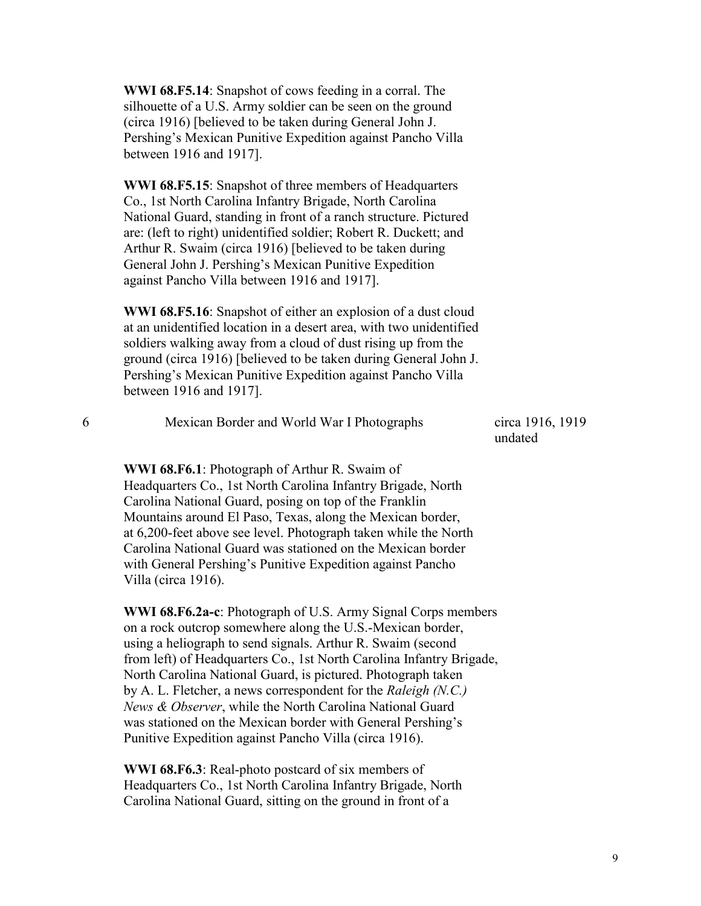**WWI 68.F5.14**: Snapshot of cows feeding in a corral. The silhouette of a U.S. Army soldier can be seen on the ground (circa 1916) [believed to be taken during General John J. Pershing's Mexican Punitive Expedition against Pancho Villa between 1916 and 1917].

**WWI 68.F5.15**: Snapshot of three members of Headquarters Co., 1st North Carolina Infantry Brigade, North Carolina National Guard, standing in front of a ranch structure. Pictured are: (left to right) unidentified soldier; Robert R. Duckett; and Arthur R. Swaim (circa 1916) [believed to be taken during General John J. Pershing's Mexican Punitive Expedition against Pancho Villa between 1916 and 1917].

**WWI 68.F5.16**: Snapshot of either an explosion of a dust cloud at an unidentified location in a desert area, with two unidentified soldiers walking away from a cloud of dust rising up from the ground (circa 1916) [believed to be taken during General John J. Pershing's Mexican Punitive Expedition against Pancho Villa between 1916 and 1917].

| 6 | Mexican Border and World War I Photographs | circa 1916, 1919 undated |
|---|---|---|

**WWI 68.F6.1**: Photograph of Arthur R. Swaim of Headquarters Co., 1st North Carolina Infantry Brigade, North Carolina National Guard, posing on top of the Franklin Mountains around El Paso, Texas, along the Mexican border, at 6,200-feet above see level. Photograph taken while the North Carolina National Guard was stationed on the Mexican border with General Pershing's Punitive Expedition against Pancho Villa (circa 1916).

**WWI 68.F6.2a-c**: Photograph of U.S. Army Signal Corps members on a rock outcrop somewhere along the U.S.-Mexican border, using a heliograph to send signals. Arthur R. Swaim (second from left) of Headquarters Co., 1st North Carolina Infantry Brigade, North Carolina National Guard, is pictured. Photograph taken by A. L. Fletcher, a news correspondent for the *Raleigh (N.C.) News & Observer*, while the North Carolina National Guard was stationed on the Mexican border with General Pershing's Punitive Expedition against Pancho Villa (circa 1916).

**WWI 68.F6.3**: Real-photo postcard of six members of Headquarters Co., 1st North Carolina Infantry Brigade, North Carolina National Guard, sitting on the ground in front of a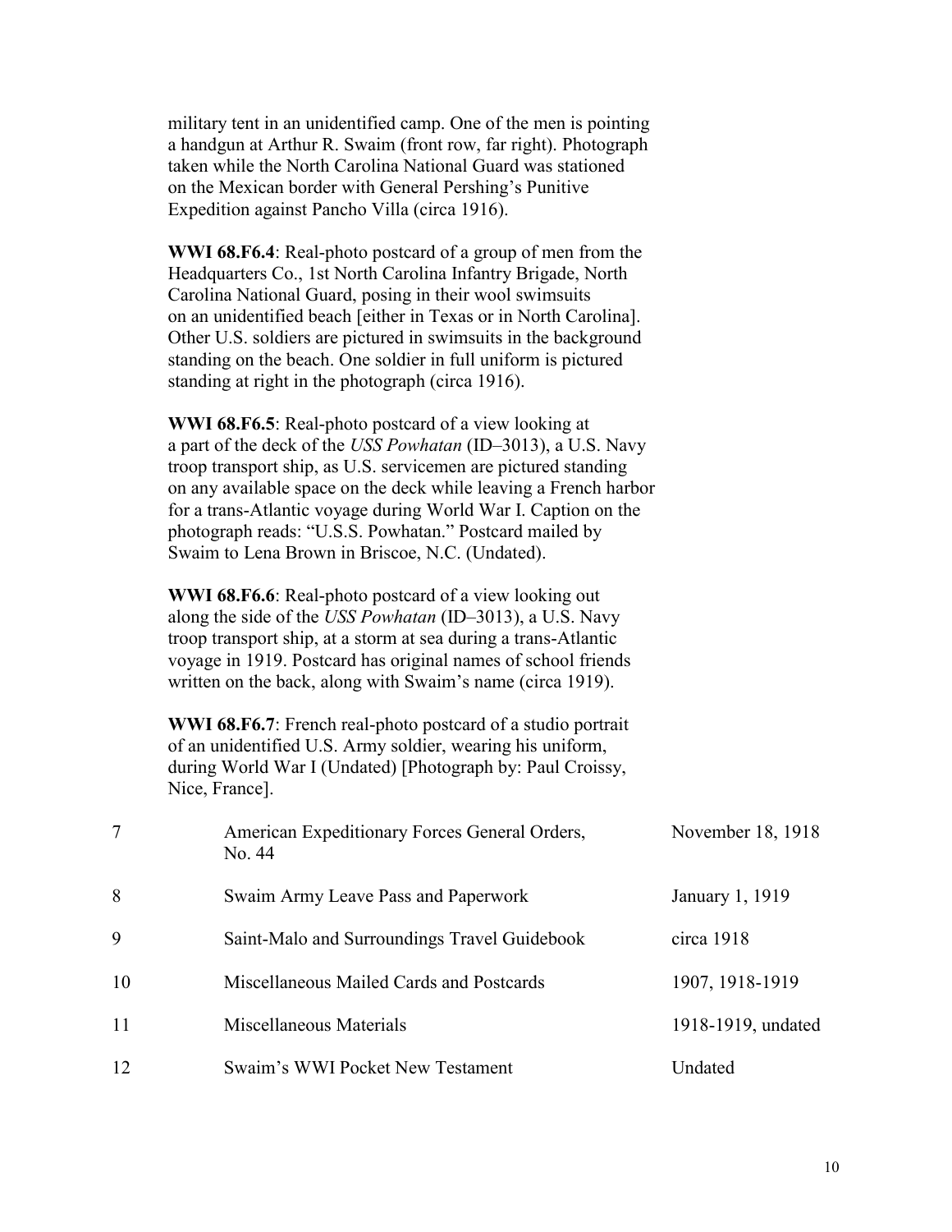military tent in an unidentified camp. One of the men is pointing a handgun at Arthur R. Swaim (front row, far right). Photograph taken while the North Carolina National Guard was stationed on the Mexican border with General Pershing's Punitive Expedition against Pancho Villa (circa 1916).

**WWI 68.F6.4**: Real-photo postcard of a group of men from the Headquarters Co., 1st North Carolina Infantry Brigade, North Carolina National Guard, posing in their wool swimsuits on an unidentified beach [either in Texas or in North Carolina]. Other U.S. soldiers are pictured in swimsuits in the background standing on the beach. One soldier in full uniform is pictured standing at right in the photograph (circa 1916).

**WWI 68.F6.5**: Real-photo postcard of a view looking at a part of the deck of the *USS Powhatan* (ID–3013), a U.S. Navy troop transport ship, as U.S. servicemen are pictured standing on any available space on the deck while leaving a French harbor for a trans-Atlantic voyage during World War I. Caption on the photograph reads: "U.S.S. Powhatan." Postcard mailed by Swaim to Lena Brown in Briscoe, N.C. (Undated).

**WWI 68.F6.6**: Real-photo postcard of a view looking out along the side of the *USS Powhatan* (ID–3013), a U.S. Navy troop transport ship, at a storm at sea during a trans-Atlantic voyage in 1919. Postcard has original names of school friends written on the back, along with Swaim's name (circa 1919).

**WWI 68.F6.7**: French real-photo postcard of a studio portrait of an unidentified U.S. Army soldier, wearing his uniform, during World War I (Undated) [Photograph by: Paul Croissy, Nice, France].

| | | |
|---|---|---|
| 7 | American Expeditionary Forces General Orders, No. 44 | November 18, 1918 |
| 8 | Swaim Army Leave Pass and Paperwork | January 1, 1919 |
| 9 | Saint-Malo and Surroundings Travel Guidebook | circa 1918 |
| 10 | Miscellaneous Mailed Cards and Postcards | 1907, 1918-1919 |
| 11 | Miscellaneous Materials | 1918-1919, undated |
| 12 | Swaim's WWI Pocket New Testament | Undated |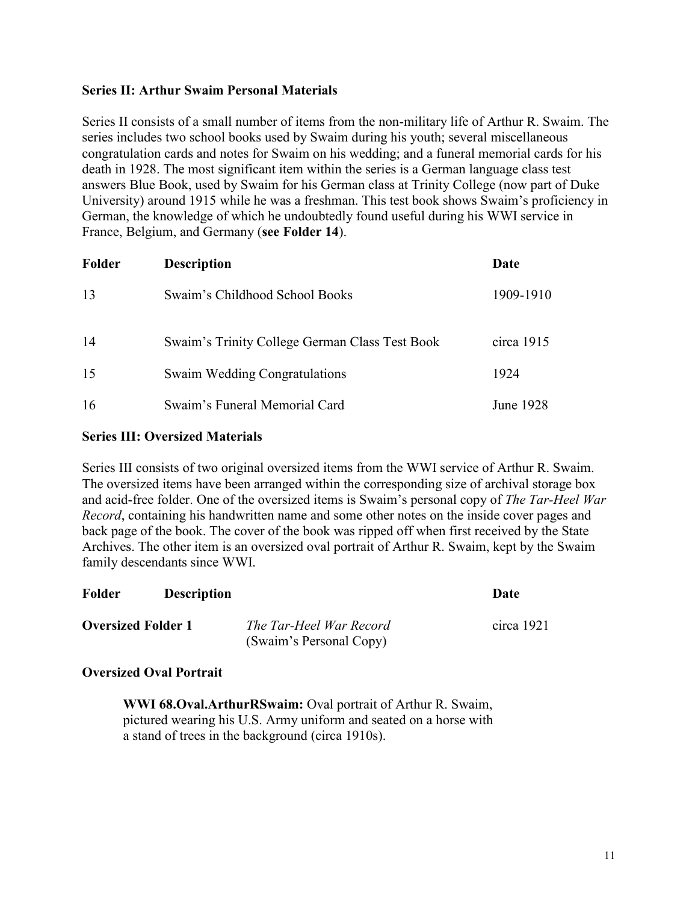**Series II: Arthur Swaim Personal Materials**

Series II consists of a small number of items from the non-military life of Arthur R. Swaim. The series includes two school books used by Swaim during his youth; several miscellaneous congratulation cards and notes for Swaim on his wedding; and a funeral memorial cards for his death in 1928. The most significant item within the series is a German language class test answers Blue Book, used by Swaim for his German class at Trinity College (now part of Duke University) around 1915 while he was a freshman. This test book shows Swaim's proficiency in German, the knowledge of which he undoubtedly found useful during his WWI service in France, Belgium, and Germany (**see Folder 14**).

| Folder | Description | Date |
|---|---|---|
| 13 | Swaim's Childhood School Books | 1909-1910 |
| 14 | Swaim's Trinity College German Class Test Book | circa 1915 |
| 15 | Swaim Wedding Congratulations | 1924 |
| 16 | Swaim's Funeral Memorial Card | June 1928 |

**Series III: Oversized Materials**

Series III consists of two original oversized items from the WWI service of Arthur R. Swaim. The oversized items have been arranged within the corresponding size of archival storage box and acid-free folder. One of the oversized items is Swaim's personal copy of *The Tar-Heel War Record*, containing his handwritten name and some other notes on the inside cover pages and back page of the book. The cover of the book was ripped off when first received by the State Archives. The other item is an oversized oval portrait of Arthur R. Swaim, kept by the Swaim family descendants since WWI.

| Folder | Description | Date |
|---|---|---|
| **Oversized Folder 1** | *The Tar-Heel War Record* (Swaim's Personal Copy) | circa 1921 |

**Oversized Oval Portrait**

> **WWI 68.Oval.ArthurRSwaim:** Oval portrait of Arthur R. Swaim, pictured wearing his U.S. Army uniform and seated on a horse with a stand of trees in the background (circa 1910s).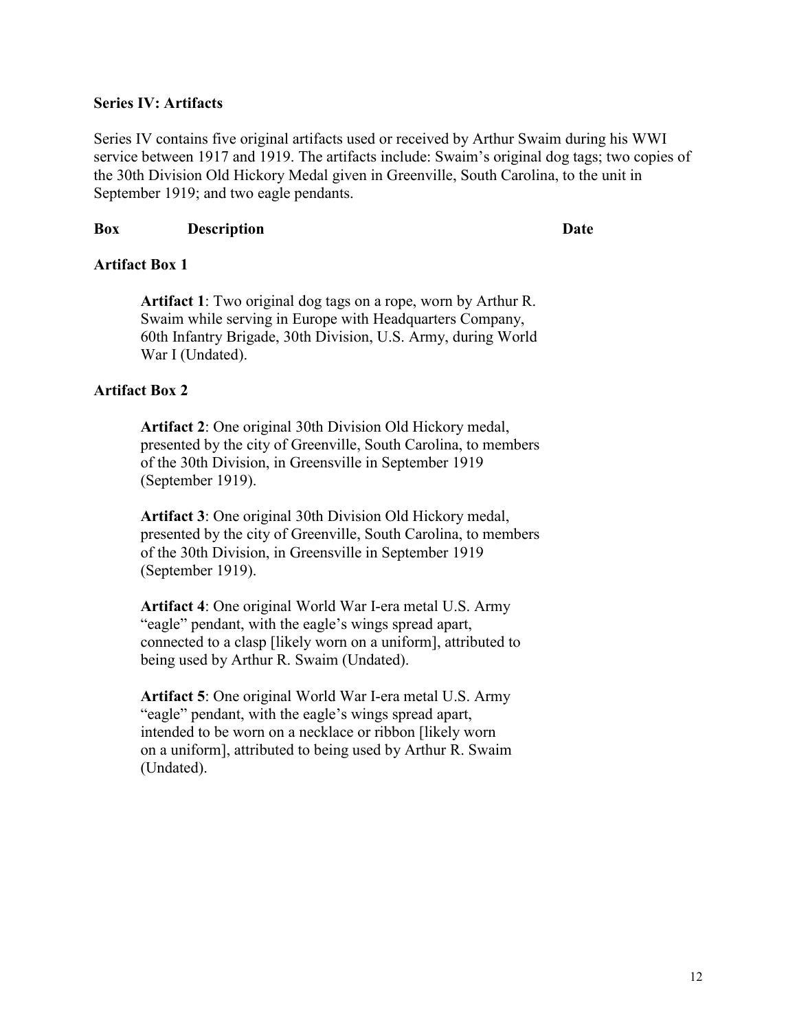**Series IV: Artifacts**

Series IV contains five original artifacts used or received by Arthur Swaim during his WWI service between 1917 and 1919. The artifacts include: Swaim's original dog tags; two copies of the 30th Division Old Hickory Medal given in Greenville, South Carolina, to the unit in September 1919; and two eagle pendants.

| Box | Description | Date |
|---|---|---|

**Artifact Box 1**

**Artifact 1**: Two original dog tags on a rope, worn by Arthur R. Swaim while serving in Europe with Headquarters Company, 60th Infantry Brigade, 30th Division, U.S. Army, during World War I (Undated).

**Artifact Box 2**

**Artifact 2**: One original 30th Division Old Hickory medal, presented by the city of Greenville, South Carolina, to members of the 30th Division, in Greensville in September 1919 (September 1919).

**Artifact 3**: One original 30th Division Old Hickory medal, presented by the city of Greenville, South Carolina, to members of the 30th Division, in Greensville in September 1919 (September 1919).

**Artifact 4**: One original World War I-era metal U.S. Army "eagle" pendant, with the eagle's wings spread apart, connected to a clasp [likely worn on a uniform], attributed to being used by Arthur R. Swaim (Undated).

**Artifact 5**: One original World War I-era metal U.S. Army "eagle" pendant, with the eagle's wings spread apart, intended to be worn on a necklace or ribbon [likely worn on a uniform], attributed to being used by Arthur R. Swaim (Undated).